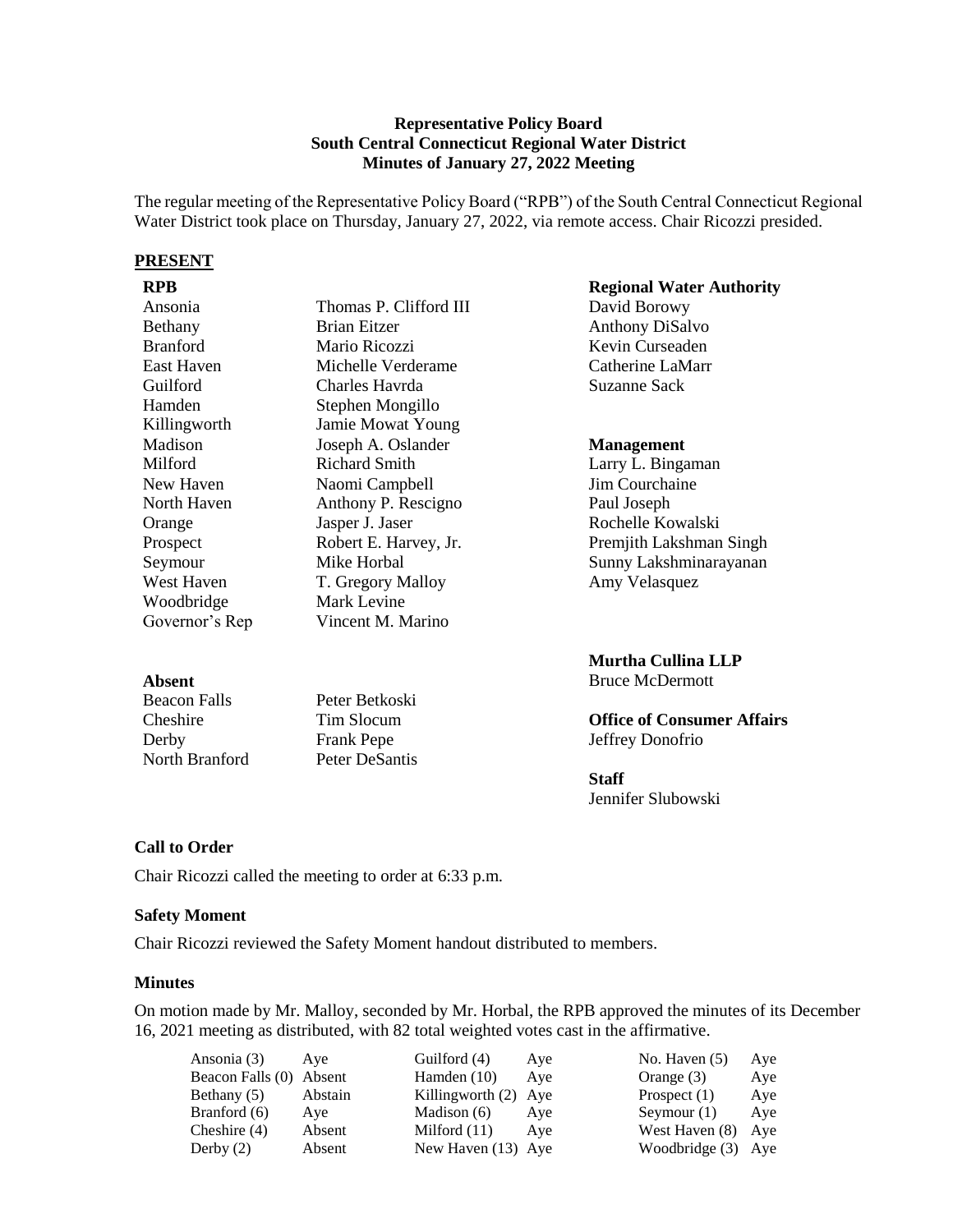**Representative Policy Board**
**South Central Connecticut Regional Water District**
**Minutes of January 27, 2022 Meeting**

The regular meeting of the Representative Policy Board ("RPB") of the South Central Connecticut Regional Water District took place on Thursday, January 27, 2022, via remote access. Chair Ricozzi presided.

## PRESENT

**RPB**

| | |
|---|---|
| Ansonia | Thomas P. Clifford III |
| Bethany | Brian Eitzer |
| Branford | Mario Ricozzi |
| East Haven | Michelle Verderame |
| Guilford | Charles Havrda |
| Hamden | Stephen Mongillo |
| Killingworth | Jamie Mowat Young |
| Madison | Joseph A. Oslander |
| Milford | Richard Smith |
| New Haven | Naomi Campbell |
| North Haven | Anthony P. Rescigno |
| Orange | Jasper J. Jaser |
| Prospect | Robert E. Harvey, Jr. |
| Seymour | Mike Horbal |
| West Haven | T. Gregory Malloy |
| Woodbridge | Mark Levine |
| Governor's Rep | Vincent M. Marino |

**Absent**

| | |
|---|---|
| Beacon Falls | Peter Betkoski |
| Cheshire | Tim Slocum |
| Derby | Frank Pepe |
| North Branford | Peter DeSantis |

**Regional Water Authority**
David Borowy
Anthony DiSalvo
Kevin Curseaden
Catherine LaMarr
Suzanne Sack

**Management**
Larry L. Bingaman
Jim Courchaine
Paul Joseph
Rochelle Kowalski
Premjith Lakshman Singh
Sunny Lakshminarayanan
Amy Velasquez

**Murtha Cullina LLP**
Bruce McDermott

**Office of Consumer Affairs**
Jeffrey Donofrio

**Staff**
Jennifer Slubowski

### Call to Order

Chair Ricozzi called the meeting to order at 6:33 p.m.

### Safety Moment

Chair Ricozzi reviewed the Safety Moment handout distributed to members.

### Minutes

On motion made by Mr. Malloy, seconded by Mr. Horbal, the RPB approved the minutes of its December 16, 2021 meeting as distributed, with 82 total weighted votes cast in the affirmative.

| | | | | | |
|---|---|---|---|---|---|
| Ansonia (3) | Aye | Guilford (4) | Aye | No. Haven (5) | Aye |
| Beacon Falls (0) | Absent | Hamden (10) | Aye | Orange (3) | Aye |
| Bethany (5) | Abstain | Killingworth (2) | Aye | Prospect (1) | Aye |
| Branford (6) | Aye | Madison (6) | Aye | Seymour (1) | Aye |
| Cheshire (4) | Absent | Milford (11) | Aye | West Haven (8) | Aye |
| Derby (2) | Absent | New Haven (13) | Aye | Woodbridge (3) | Aye |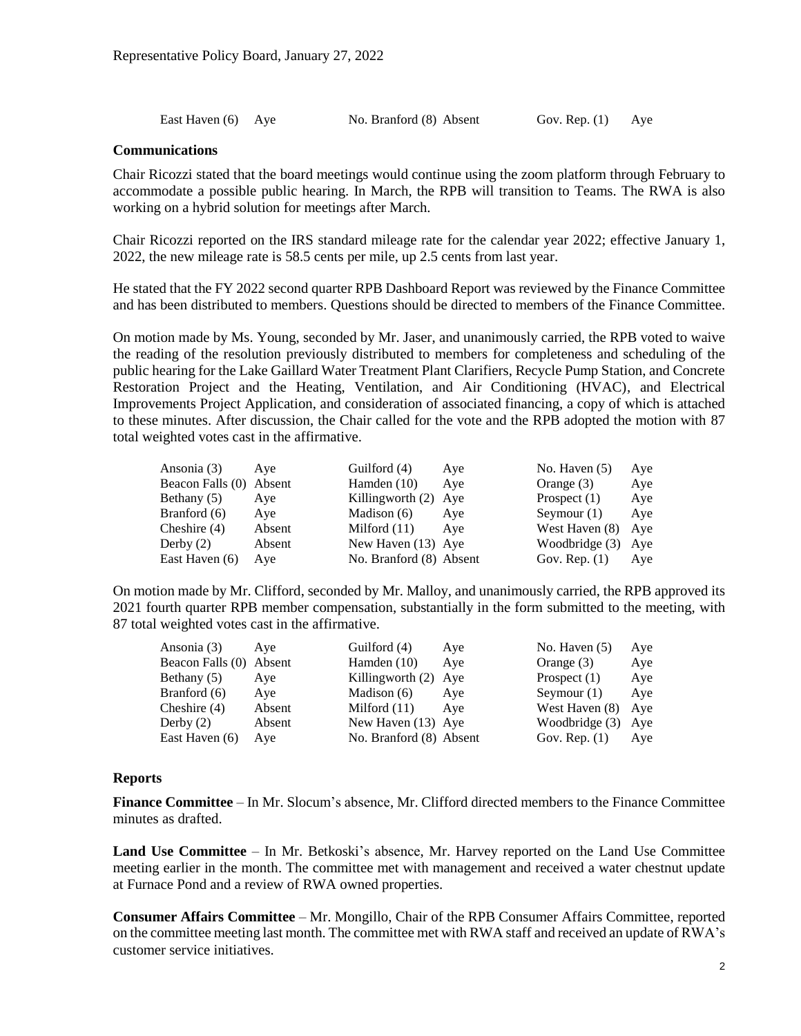| | | | | | |
|---|---|---|---|---|---|
| East Haven (6) | Aye | No. Branford (8) | Absent | Gov. Rep. (1) | Aye |

**Communications**

Chair Ricozzi stated that the board meetings would continue using the zoom platform through February to accommodate a possible public hearing. In March, the RPB will transition to Teams. The RWA is also working on a hybrid solution for meetings after March.

Chair Ricozzi reported on the IRS standard mileage rate for the calendar year 2022; effective January 1, 2022, the new mileage rate is 58.5 cents per mile, up 2.5 cents from last year.

He stated that the FY 2022 second quarter RPB Dashboard Report was reviewed by the Finance Committee and has been distributed to members. Questions should be directed to members of the Finance Committee.

On motion made by Ms. Young, seconded by Mr. Jaser, and unanimously carried, the RPB voted to waive the reading of the resolution previously distributed to members for completeness and scheduling of the public hearing for the Lake Gaillard Water Treatment Plant Clarifiers, Recycle Pump Station, and Concrete Restoration Project and the Heating, Ventilation, and Air Conditioning (HVAC), and Electrical Improvements Project Application, and consideration of associated financing, a copy of which is attached to these minutes. After discussion, the Chair called for the vote and the RPB adopted the motion with 87 total weighted votes cast in the affirmative.

| | | | | | |
|---|---|---|---|---|---|
| Ansonia (3) | Aye | Guilford (4) | Aye | No. Haven (5) | Aye |
| Beacon Falls (0) | Absent | Hamden (10) | Aye | Orange (3) | Aye |
| Bethany (5) | Aye | Killingworth (2) | Aye | Prospect (1) | Aye |
| Branford (6) | Aye | Madison (6) | Aye | Seymour (1) | Aye |
| Cheshire (4) | Absent | Milford (11) | Aye | West Haven (8) | Aye |
| Derby (2) | Absent | New Haven (13) | Aye | Woodbridge (3) | Aye |
| East Haven (6) | Aye | No. Branford (8) | Absent | Gov. Rep. (1) | Aye |

On motion made by Mr. Clifford, seconded by Mr. Malloy, and unanimously carried, the RPB approved its 2021 fourth quarter RPB member compensation, substantially in the form submitted to the meeting, with 87 total weighted votes cast in the affirmative.

| | | | | | |
|---|---|---|---|---|---|
| Ansonia (3) | Aye | Guilford (4) | Aye | No. Haven (5) | Aye |
| Beacon Falls (0) | Absent | Hamden (10) | Aye | Orange (3) | Aye |
| Bethany (5) | Aye | Killingworth (2) | Aye | Prospect (1) | Aye |
| Branford (6) | Aye | Madison (6) | Aye | Seymour (1) | Aye |
| Cheshire (4) | Absent | Milford (11) | Aye | West Haven (8) | Aye |
| Derby (2) | Absent | New Haven (13) | Aye | Woodbridge (3) | Aye |
| East Haven (6) | Aye | No. Branford (8) | Absent | Gov. Rep. (1) | Aye |

**Reports**

**Finance Committee** – In Mr. Slocum's absence, Mr. Clifford directed members to the Finance Committee minutes as drafted.

**Land Use Committee** – In Mr. Betkoski's absence, Mr. Harvey reported on the Land Use Committee meeting earlier in the month. The committee met with management and received a water chestnut update at Furnace Pond and a review of RWA owned properties.

**Consumer Affairs Committee** – Mr. Mongillo, Chair of the RPB Consumer Affairs Committee, reported on the committee meeting last month. The committee met with RWA staff and received an update of RWA's customer service initiatives.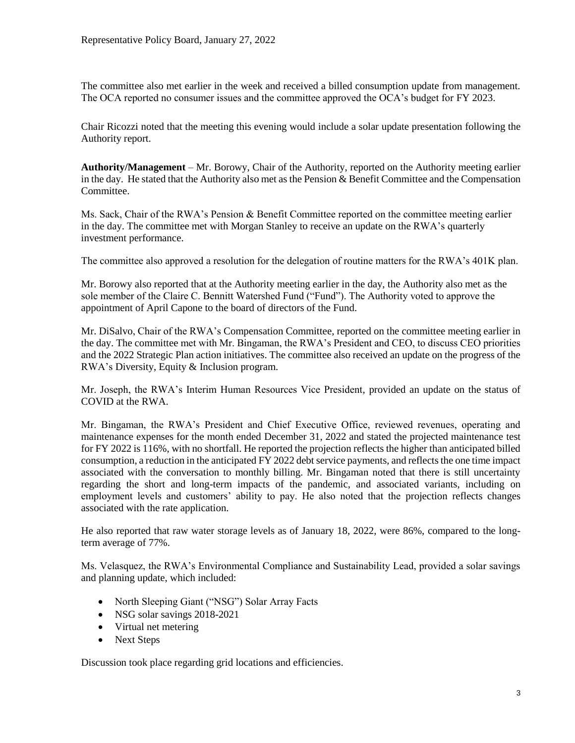The committee also met earlier in the week and received a billed consumption update from management. The OCA reported no consumer issues and the committee approved the OCA's budget for FY 2023.

Chair Ricozzi noted that the meeting this evening would include a solar update presentation following the Authority report.

**Authority/Management** – Mr. Borowy, Chair of the Authority, reported on the Authority meeting earlier in the day. He stated that the Authority also met as the Pension & Benefit Committee and the Compensation Committee.

Ms. Sack, Chair of the RWA's Pension & Benefit Committee reported on the committee meeting earlier in the day. The committee met with Morgan Stanley to receive an update on the RWA's quarterly investment performance.

The committee also approved a resolution for the delegation of routine matters for the RWA's 401K plan.

Mr. Borowy also reported that at the Authority meeting earlier in the day, the Authority also met as the sole member of the Claire C. Bennitt Watershed Fund ("Fund"). The Authority voted to approve the appointment of April Capone to the board of directors of the Fund.

Mr. DiSalvo, Chair of the RWA's Compensation Committee, reported on the committee meeting earlier in the day. The committee met with Mr. Bingaman, the RWA's President and CEO, to discuss CEO priorities and the 2022 Strategic Plan action initiatives. The committee also received an update on the progress of the RWA's Diversity, Equity & Inclusion program.

Mr. Joseph, the RWA's Interim Human Resources Vice President, provided an update on the status of COVID at the RWA.

Mr. Bingaman, the RWA's President and Chief Executive Office, reviewed revenues, operating and maintenance expenses for the month ended December 31, 2022 and stated the projected maintenance test for FY 2022 is 116%, with no shortfall. He reported the projection reflects the higher than anticipated billed consumption, a reduction in the anticipated FY 2022 debt service payments, and reflects the one time impact associated with the conversation to monthly billing. Mr. Bingaman noted that there is still uncertainty regarding the short and long-term impacts of the pandemic, and associated variants, including on employment levels and customers' ability to pay. He also noted that the projection reflects changes associated with the rate application.

He also reported that raw water storage levels as of January 18, 2022, were 86%, compared to the long-term average of 77%.

Ms. Velasquez, the RWA's Environmental Compliance and Sustainability Lead, provided a solar savings and planning update, which included:

- North Sleeping Giant ("NSG") Solar Array Facts
- NSG solar savings 2018-2021
- Virtual net metering
- Next Steps

Discussion took place regarding grid locations and efficiencies.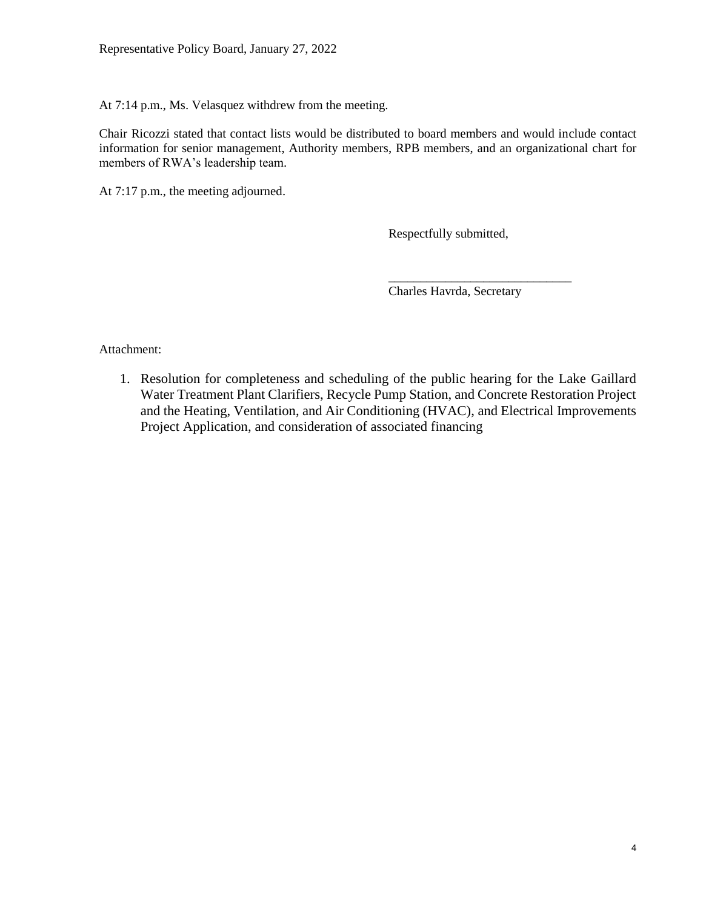At 7:14 p.m., Ms. Velasquez withdrew from the meeting.

Chair Ricozzi stated that contact lists would be distributed to board members and would include contact information for senior management, Authority members, RPB members, and an organizational chart for members of RWA's leadership team.

At 7:17 p.m., the meeting adjourned.

Respectfully submitted,

______________________________
Charles Havrda, Secretary

Attachment:

1. Resolution for completeness and scheduling of the public hearing for the Lake Gaillard Water Treatment Plant Clarifiers, Recycle Pump Station, and Concrete Restoration Project and the Heating, Ventilation, and Air Conditioning (HVAC), and Electrical Improvements Project Application, and consideration of associated financing